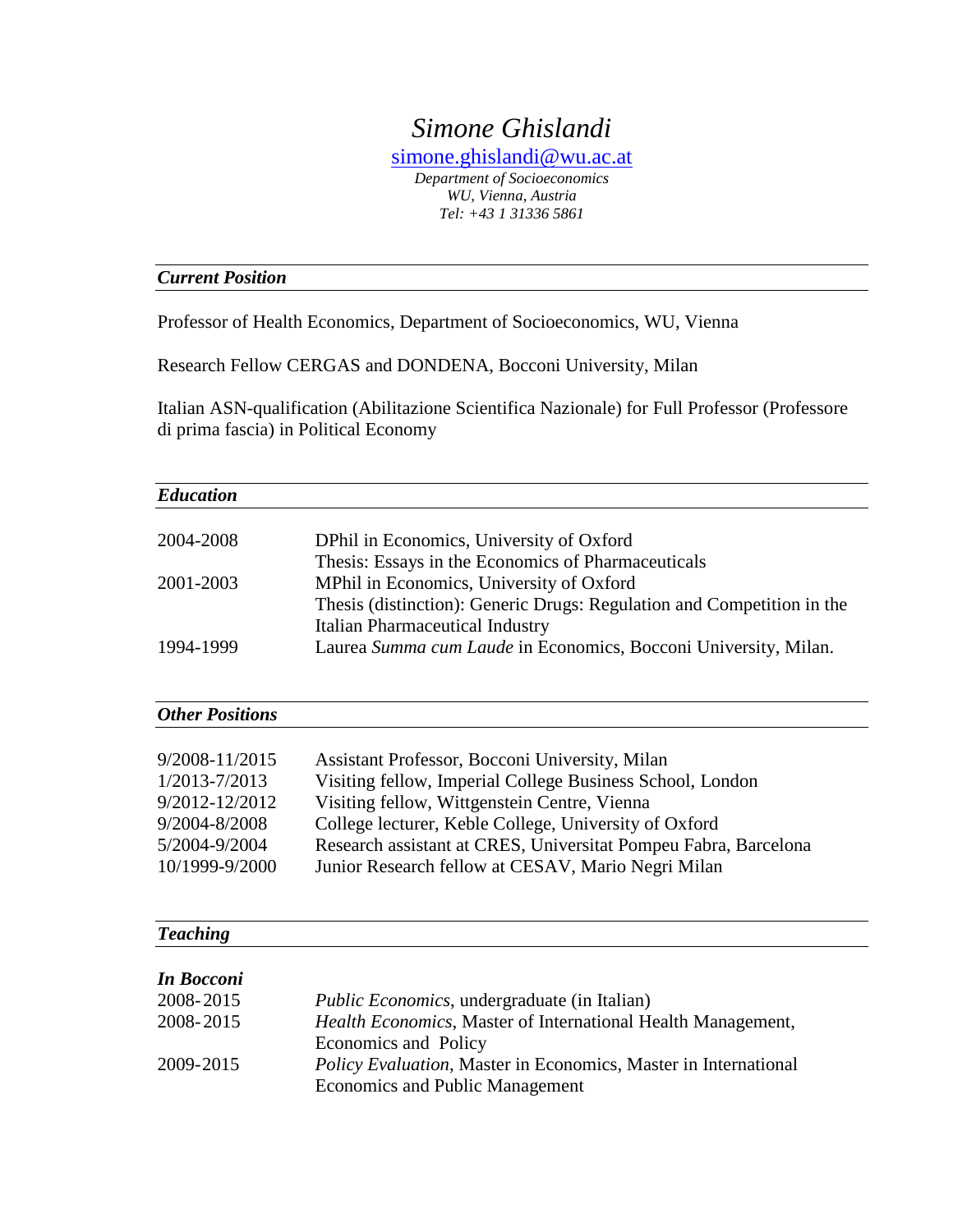# *Simone Ghislandi*

simone.ghislandi@wu.ac.at

*Department of Socioeconomics*
*WU, Vienna, Austria*
*Tel: +43 1 31336 5861*

## *Current Position*

Professor of Health Economics, Department of Socioeconomics, WU, Vienna

Research Fellow CERGAS and DONDENA, Bocconi University, Milan

Italian ASN-qualification (Abilitazione Scientifica Nazionale) for Full Professor (Professore di prima fascia) in Political Economy

## *Education*

| | |
|---|---|
| 2004-2008 | DPhil in Economics, University of Oxford<br>Thesis: Essays in the Economics of Pharmaceuticals |
| 2001-2003 | MPhil in Economics, University of Oxford<br>Thesis (distinction): Generic Drugs: Regulation and Competition in the Italian Pharmaceutical Industry |
| 1994-1999 | Laurea *Summa cum Laude* in Economics, Bocconi University, Milan. |

## *Other Positions*

| | |
|---|---|
| 9/2008-11/2015 | Assistant Professor, Bocconi University, Milan |
| 1/2013-7/2013 | Visiting fellow, Imperial College Business School, London |
| 9/2012-12/2012 | Visiting fellow, Wittgenstein Centre, Vienna |
| 9/2004-8/2008 | College lecturer, Keble College, University of Oxford |
| 5/2004-9/2004 | Research assistant at CRES, Universitat Pompeu Fabra, Barcelona |
| 10/1999-9/2000 | Junior Research fellow at CESAV, Mario Negri Milan |

## *Teaching*

### *In Bocconi*

| | |
|---|---|
| 2008-2015 | *Public Economics*, undergraduate (in Italian) |
| 2008-2015 | *Health Economics*, Master of International Health Management, Economics and Policy |
| 2009-2015 | *Policy Evaluation*, Master in Economics, Master in International Economics and Public Management |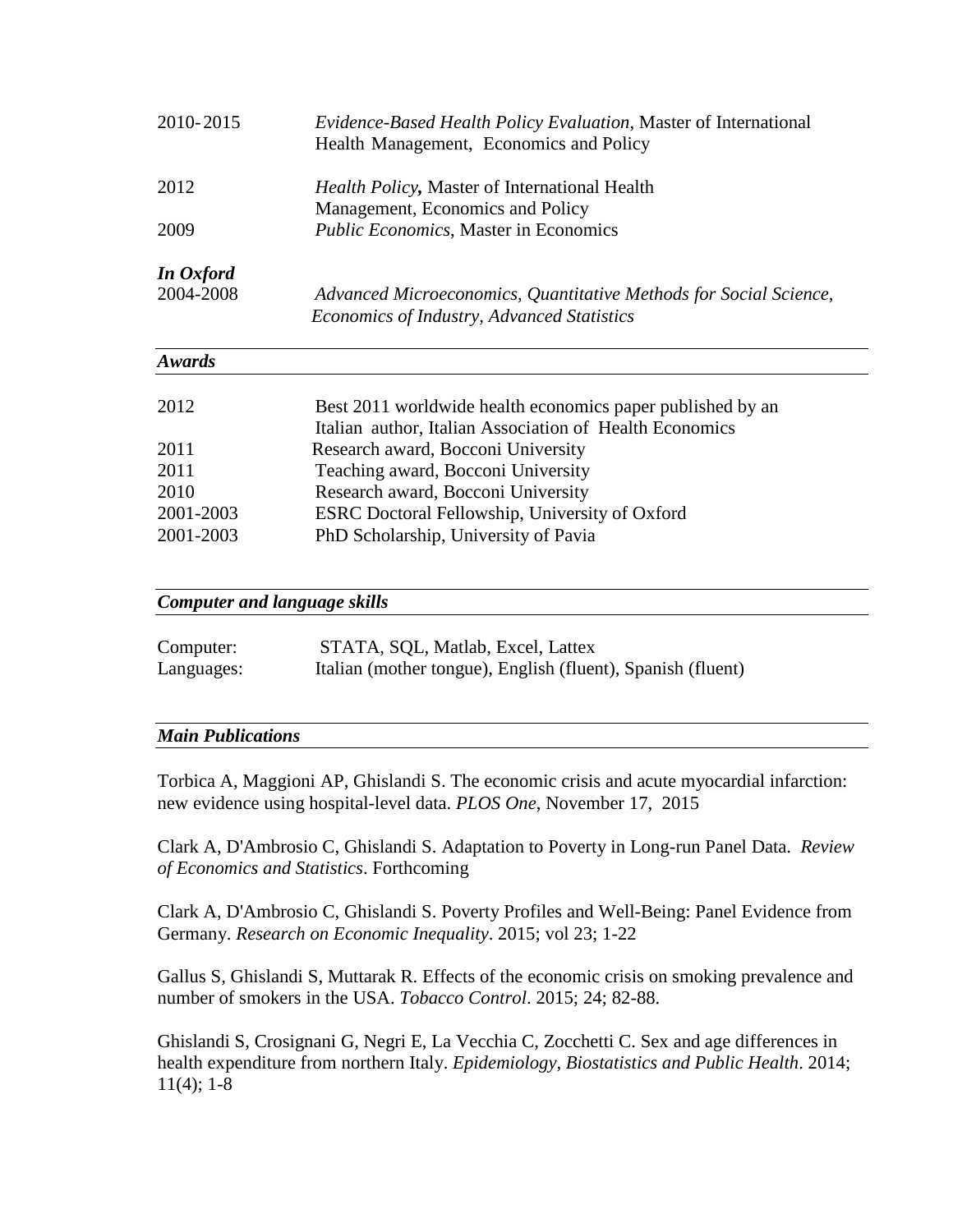| | |
|---|---|
| 2010-2015 | *Evidence-Based Health Policy Evaluation*, Master of International Health Management, Economics and Policy |
| 2012 | *Health Policy*, Master of International Health Management, Economics and Policy |
| 2009 | *Public Economics*, Master in Economics |

***In Oxford***

| | |
|---|---|
| 2004-2008 | *Advanced Microeconomics, Quantitative Methods for Social Science, Economics of Industry, Advanced Statistics* |

## *Awards*

| | |
|---|---|
| 2012 | Best 2011 worldwide health economics paper published by an Italian author, Italian Association of Health Economics |
| 2011 | Research award, Bocconi University |
| 2011 | Teaching award, Bocconi University |
| 2010 | Research award, Bocconi University |
| 2001-2003 | ESRC Doctoral Fellowship, University of Oxford |
| 2001-2003 | PhD Scholarship, University of Pavia |

## *Computer and language skills*

| | |
|---|---|
| Computer: | STATA, SQL, Matlab, Excel, Lattex |
| Languages: | Italian (mother tongue), English (fluent), Spanish (fluent) |

## *Main Publications*

Torbica A, Maggioni AP, Ghislandi S. The economic crisis and acute myocardial infarction: new evidence using hospital-level data. *PLOS One*, November 17, 2015

Clark A, D'Ambrosio C, Ghislandi S. Adaptation to Poverty in Long-run Panel Data. *Review of Economics and Statistics*. Forthcoming

Clark A, D'Ambrosio C, Ghislandi S. Poverty Profiles and Well-Being: Panel Evidence from Germany. *Research on Economic Inequality*. 2015; vol 23; 1-22

Gallus S, Ghislandi S, Muttarak R. Effects of the economic crisis on smoking prevalence and number of smokers in the USA. *Tobacco Control*. 2015; 24; 82-88.

Ghislandi S, Crosignani G, Negri E, La Vecchia C, Zocchetti C. Sex and age differences in health expenditure from northern Italy. *Epidemiology, Biostatistics and Public Health*. 2014; 11(4); 1-8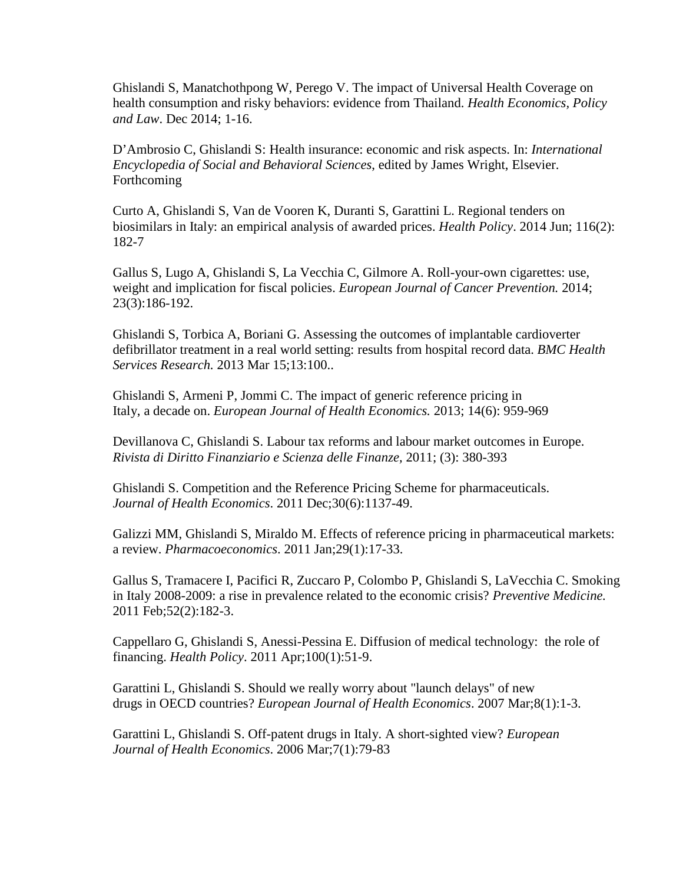Ghislandi S, Manatchothpong W, Perego V. The impact of Universal Health Coverage on health consumption and risky behaviors: evidence from Thailand. *Health Economics, Policy and Law*. Dec 2014; 1-16.

D'Ambrosio C, Ghislandi S: Health insurance: economic and risk aspects. In: *International Encyclopedia of Social and Behavioral Sciences*, edited by James Wright, Elsevier. Forthcoming

Curto A, Ghislandi S, Van de Vooren K, Duranti S, Garattini L. Regional tenders on biosimilars in Italy: an empirical analysis of awarded prices. *Health Policy*. 2014 Jun; 116(2): 182-7

Gallus S, Lugo A, Ghislandi S, La Vecchia C, Gilmore A. Roll-your-own cigarettes: use, weight and implication for fiscal policies. *European Journal of Cancer Prevention.* 2014; 23(3):186-192.

Ghislandi S, Torbica A, Boriani G. Assessing the outcomes of implantable cardioverter defibrillator treatment in a real world setting: results from hospital record data. *BMC Health Services Research.* 2013 Mar 15;13:100..

Ghislandi S, Armeni P, Jommi C. The impact of generic reference pricing in Italy, a decade on. *European Journal of Health Economics.* 2013; 14(6): 959-969

Devillanova C, Ghislandi S. Labour tax reforms and labour market outcomes in Europe. *Rivista di Diritto Finanziario e Scienza delle Finanze,* 2011; (3): 380-393

Ghislandi S. Competition and the Reference Pricing Scheme for pharmaceuticals. *Journal of Health Economics*. 2011 Dec;30(6):1137-49.

Galizzi MM, Ghislandi S, Miraldo M. Effects of reference pricing in pharmaceutical markets: a review. *Pharmacoeconomics*. 2011 Jan;29(1):17-33.

Gallus S, Tramacere I, Pacifici R, Zuccaro P, Colombo P, Ghislandi S, LaVecchia C. Smoking in Italy 2008-2009: a rise in prevalence related to the economic crisis? *Preventive Medicine.* 2011 Feb;52(2):182-3.

Cappellaro G, Ghislandi S, Anessi-Pessina E. Diffusion of medical technology: the role of financing. *Health Policy*. 2011 Apr;100(1):51-9.

Garattini L, Ghislandi S. Should we really worry about "launch delays" of new drugs in OECD countries? *European Journal of Health Economics*. 2007 Mar;8(1):1-3.

Garattini L, Ghislandi S. Off-patent drugs in Italy. A short-sighted view? *European Journal of Health Economics*. 2006 Mar;7(1):79-83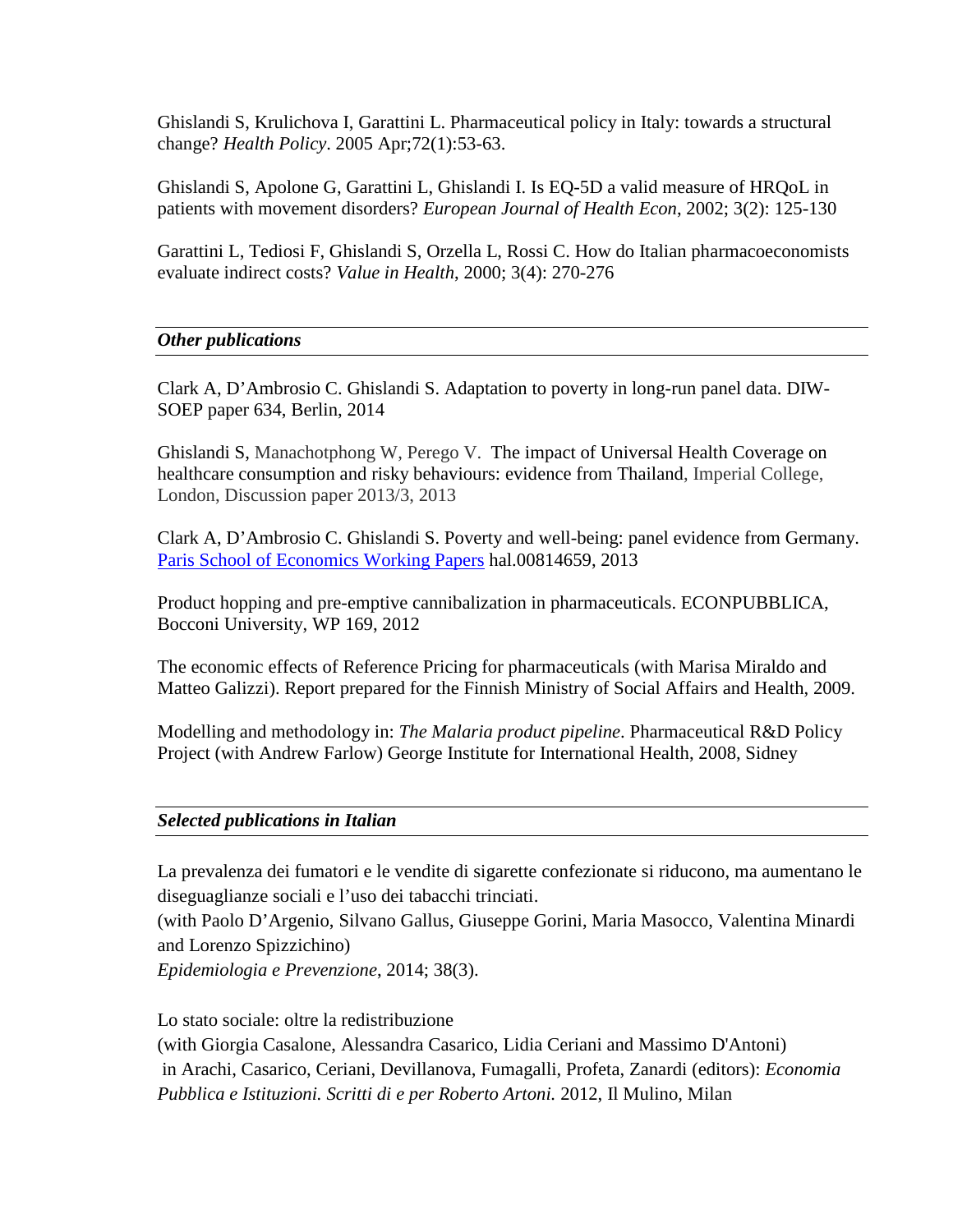Ghislandi S, Krulichova I, Garattini L. Pharmaceutical policy in Italy: towards a structural change? *Health Policy*. 2005 Apr;72(1):53-63.

Ghislandi S, Apolone G, Garattini L, Ghislandi I. Is EQ-5D a valid measure of HRQoL in patients with movement disorders? *European Journal of Health Econ*, 2002; 3(2): 125-130

Garattini L, Tediosi F, Ghislandi S, Orzella L, Rossi C. How do Italian pharmacoeconomists evaluate indirect costs? *Value in Health*, 2000; 3(4): 270-276

***Other publications***

Clark A, D'Ambrosio C. Ghislandi S. Adaptation to poverty in long-run panel data. DIW-SOEP paper 634, Berlin, 2014

Ghislandi S, Manachotphong W, Perego V. The impact of Universal Health Coverage on healthcare consumption and risky behaviours: evidence from Thailand, Imperial College, London, Discussion paper 2013/3, 2013

Clark A, D'Ambrosio C. Ghislandi S. Poverty and well-being: panel evidence from Germany. Paris School of Economics Working Papers hal.00814659, 2013

Product hopping and pre-emptive cannibalization in pharmaceuticals. ECONPUBBLICA, Bocconi University, WP 169, 2012

The economic effects of Reference Pricing for pharmaceuticals (with Marisa Miraldo and Matteo Galizzi). Report prepared for the Finnish Ministry of Social Affairs and Health, 2009.

Modelling and methodology in: *The Malaria product pipeline*. Pharmaceutical R&D Policy Project (with Andrew Farlow) George Institute for International Health, 2008, Sidney

***Selected publications in Italian***

La prevalenza dei fumatori e le vendite di sigarette confezionate si riducono, ma aumentano le diseguaglianze sociali e l'uso dei tabacchi trinciati.
(with Paolo D'Argenio, Silvano Gallus, Giuseppe Gorini, Maria Masocco, Valentina Minardi and Lorenzo Spizzichino)
*Epidemiologia e Prevenzione*, 2014; 38(3).

Lo stato sociale: oltre la redistribuzione
(with Giorgia Casalone, Alessandra Casarico, Lidia Ceriani and Massimo D'Antoni)
in Arachi, Casarico, Ceriani, Devillanova, Fumagalli, Profeta, Zanardi (editors): *Economia Pubblica e Istituzioni. Scritti di e per Roberto Artoni.* 2012, Il Mulino, Milan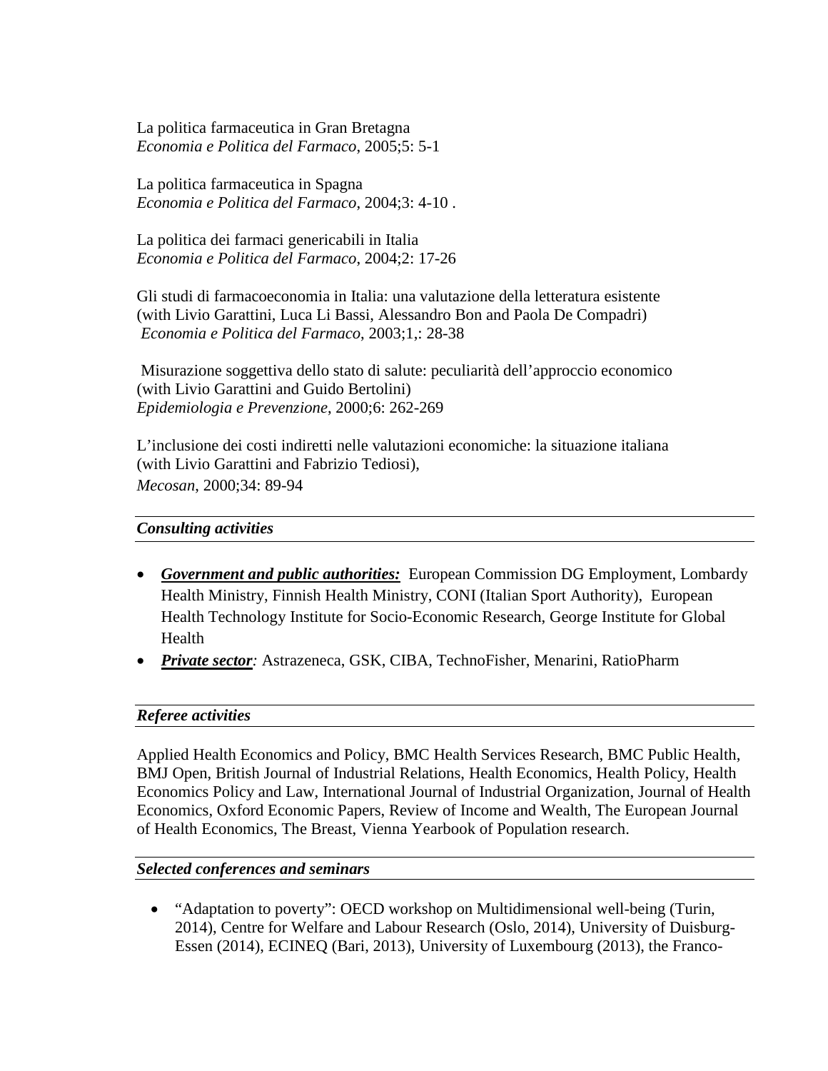La politica farmaceutica in Gran Bretagna
*Economia e Politica del Farmaco*, 2005;5: 5-1

La politica farmaceutica in Spagna
*Economia e Politica del Farmaco*, 2004;3: 4-10 .

La politica dei farmaci genericabili in Italia
*Economia e Politica del Farmaco*, 2004;2: 17-26

Gli studi di farmacoeconomia in Italia: una valutazione della letteratura esistente
(with Livio Garattini, Luca Li Bassi, Alessandro Bon and Paola De Compadri)
*Economia e Politica del Farmaco*, 2003;1,: 28-38

Misurazione soggettiva dello stato di salute: peculiarità dell'approccio economico
(with Livio Garattini and Guido Bertolini)
*Epidemiologia e Prevenzione*, 2000;6: 262-269

L'inclusione dei costi indiretti nelle valutazioni economiche: la situazione italiana
(with Livio Garattini and Fabrizio Tediosi),
*Mecosan*, 2000;34: 89-94

## *Consulting activities*

- ***Government and public authorities:*** European Commission DG Employment, Lombardy Health Ministry, Finnish Health Ministry, CONI (Italian Sport Authority), European Health Technology Institute for Socio-Economic Research, George Institute for Global Health
- ***Private sector:*** Astrazeneca, GSK, CIBA, TechnoFisher, Menarini, RatioPharm

## *Referee activities*

Applied Health Economics and Policy, BMC Health Services Research, BMC Public Health, BMJ Open, British Journal of Industrial Relations, Health Economics, Health Policy, Health Economics Policy and Law, International Journal of Industrial Organization, Journal of Health Economics, Oxford Economic Papers, Review of Income and Wealth, The European Journal of Health Economics, The Breast, Vienna Yearbook of Population research.

## *Selected conferences and seminars*

- "Adaptation to poverty": OECD workshop on Multidimensional well-being (Turin, 2014), Centre for Welfare and Labour Research (Oslo, 2014), University of Duisburg-Essen (2014), ECINEQ (Bari, 2013), University of Luxembourg (2013), the Franco-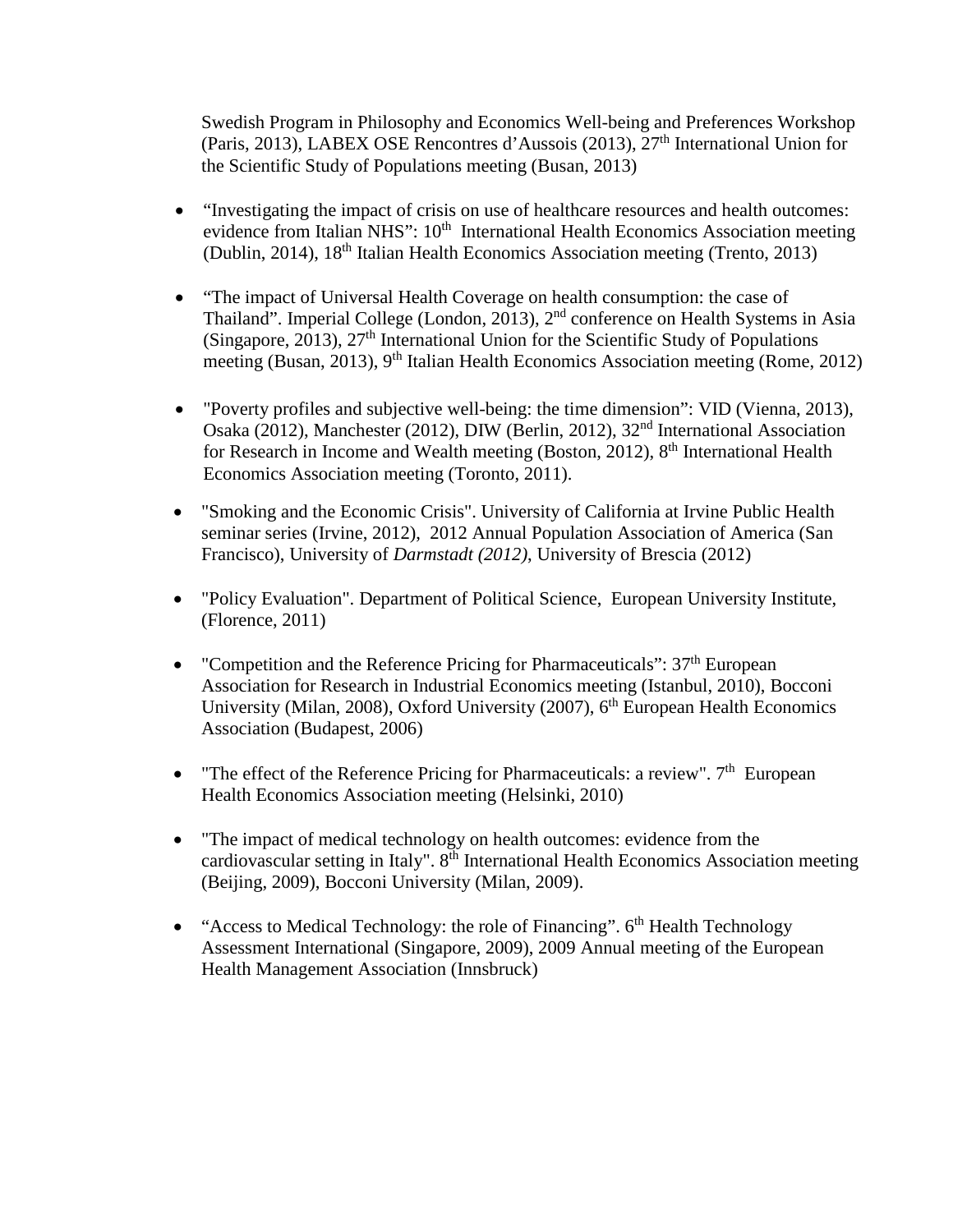Swedish Program in Philosophy and Economics Well-being and Preferences Workshop (Paris, 2013), LABEX OSE Rencontres d'Aussois (2013), 27th International Union for the Scientific Study of Populations meeting (Busan, 2013)

- "Investigating the impact of crisis on use of healthcare resources and health outcomes: evidence from Italian NHS": 10th International Health Economics Association meeting (Dublin, 2014), 18th Italian Health Economics Association meeting (Trento, 2013)

- "The impact of Universal Health Coverage on health consumption: the case of Thailand". Imperial College (London, 2013), 2nd conference on Health Systems in Asia (Singapore, 2013), 27th International Union for the Scientific Study of Populations meeting (Busan, 2013), 9th Italian Health Economics Association meeting (Rome, 2012)

- "Poverty profiles and subjective well-being: the time dimension": VID (Vienna, 2013), Osaka (2012), Manchester (2012), DIW (Berlin, 2012), 32nd International Association for Research in Income and Wealth meeting (Boston, 2012), 8th International Health Economics Association meeting (Toronto, 2011).

- "Smoking and the Economic Crisis". University of California at Irvine Public Health seminar series (Irvine, 2012), 2012 Annual Population Association of America (San Francisco), University of *Darmstadt (2012)*, University of Brescia (2012)

- "Policy Evaluation". Department of Political Science, European University Institute, (Florence, 2011)

- "Competition and the Reference Pricing for Pharmaceuticals": 37th European Association for Research in Industrial Economics meeting (Istanbul, 2010), Bocconi University (Milan, 2008), Oxford University (2007), 6th European Health Economics Association (Budapest, 2006)

- "The effect of the Reference Pricing for Pharmaceuticals: a review". 7th European Health Economics Association meeting (Helsinki, 2010)

- "The impact of medical technology on health outcomes: evidence from the cardiovascular setting in Italy". 8th International Health Economics Association meeting (Beijing, 2009), Bocconi University (Milan, 2009).

- "Access to Medical Technology: the role of Financing". 6th Health Technology Assessment International (Singapore, 2009), 2009 Annual meeting of the European Health Management Association (Innsbruck)